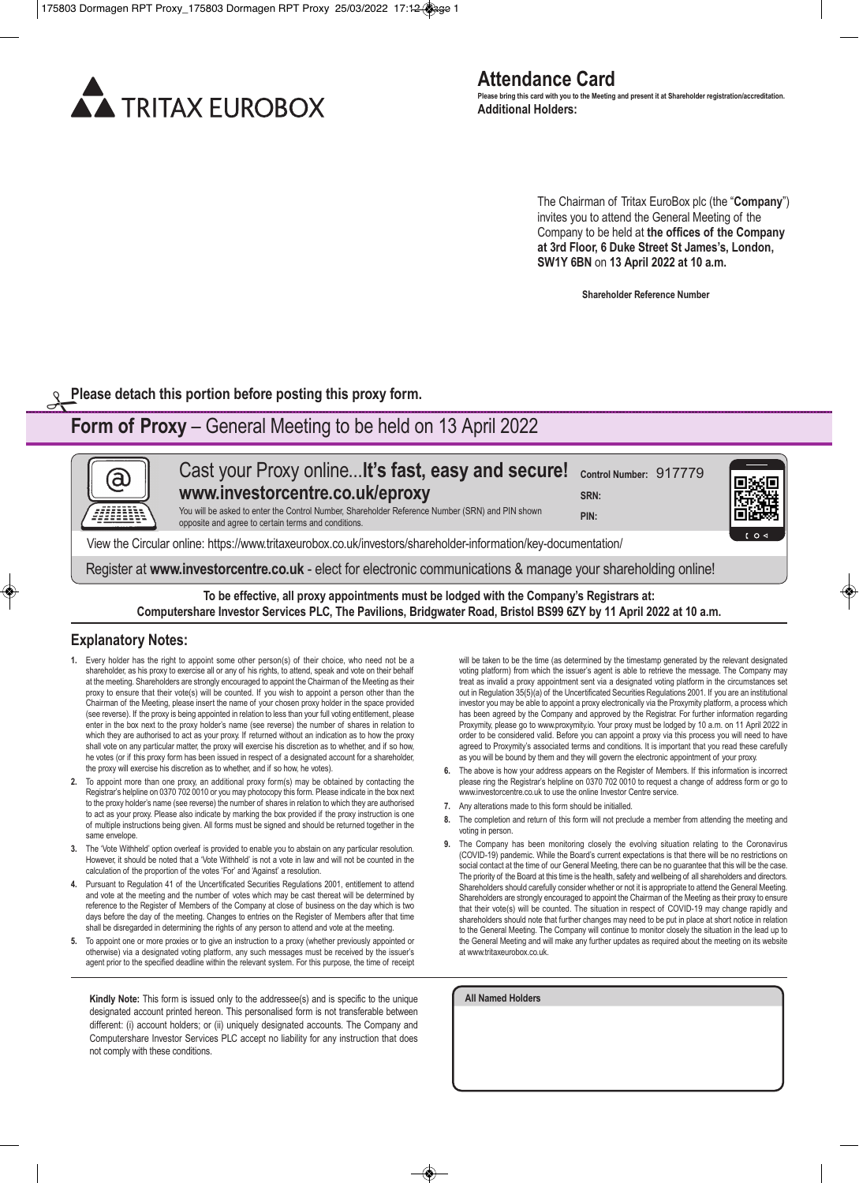TRITAX EUROBOX

# Attendance Card

**Please bring this card with you to the Meeting and present it at Shareholder registration/accreditation.**

**Additional Holders:**

The Chairman of Tritax EuroBox plc (the "**Company**") invites you to attend the General Meeting of the Company to be held at **the offices of the Company at 3rd Floor, 6 Duke Street St James's, London, SW1Y 6BN** on **13 April 2022 at 10 a.m.**

**Shareholder Reference Number**

**Please detach this portion before posting this proxy form.**

## Form of Proxy – General Meeting to be held on 13 April 2022

Cast your Proxy online...**It's fast, easy and secure!**
**www.investorcentre.co.uk/eproxy**

You will be asked to enter the Control Number, Shareholder Reference Number (SRN) and PIN shown opposite and agree to certain terms and conditions.

**Control Number:** 917779

**SRN:**

**PIN:**

View the Circular online: https://www.tritaxeurobox.co.uk/investors/shareholder-information/key-documentation/

Register at **www.investorcentre.co.uk** - elect for electronic communications & manage your shareholding online!

**To be effective, all proxy appointments must be lodged with the Company's Registrars at:
Computershare Investor Services PLC, The Pavilions, Bridgwater Road, Bristol BS99 6ZY by 11 April 2022 at 10 a.m.**

### Explanatory Notes:

1. Every holder has the right to appoint some other person(s) of their choice, who need not be a shareholder, as his proxy to exercise all or any of his rights, to attend, speak and vote on their behalf at the meeting. Shareholders are strongly encouraged to appoint the Chairman of the Meeting as their proxy to ensure that their vote(s) will be counted. If you wish to appoint a person other than the Chairman of the Meeting, please insert the name of your chosen proxy holder in the space provided (see reverse). If the proxy is being appointed in relation to less than your full voting entitlement, please enter in the box next to the proxy holder's name (see reverse) the number of shares in relation to which they are authorised to act as your proxy. If returned without an indication as to how the proxy shall vote on any particular matter, the proxy will exercise his discretion as to whether, and if so how, he votes (or if this proxy form has been issued in respect of a designated account for a shareholder, the proxy will exercise his discretion as to whether, and if so how, he votes).
2. To appoint more than one proxy, an additional proxy form(s) may be obtained by contacting the Registrar's helpline on 0370 702 0010 or you may photocopy this form. Please indicate in the box next to the proxy holder's name (see reverse) the number of shares in relation to which they are authorised to act as your proxy. Please also indicate by marking the box provided if the proxy instruction is one of multiple instructions being given. All forms must be signed and should be returned together in the same envelope.
3. The 'Vote Withheld' option overleaf is provided to enable you to abstain on any particular resolution. However, it should be noted that a 'Vote Withheld' is not a vote in law and will not be counted in the calculation of the proportion of the votes 'For' and 'Against' a resolution.
4. Pursuant to Regulation 41 of the Uncertificated Securities Regulations 2001, entitlement to attend and vote at the meeting and the number of votes which may be cast thereat will be determined by reference to the Register of Members of the Company at close of business on the day which is two days before the day of the meeting. Changes to entries on the Register of Members after that time shall be disregarded in determining the rights of any person to attend and vote at the meeting.
5. To appoint one or more proxies or to give an instruction to a proxy (whether previously appointed or otherwise) via a designated voting platform, any such messages must be received by the issuer's agent prior to the specified deadline within the relevant system. For this purpose, the time of receipt will be taken to be the time (as determined by the timestamp generated by the relevant designated voting platform) from which the issuer's agent is able to retrieve the message. The Company may treat as invalid a proxy appointment sent via a designated voting platform in the circumstances set out in Regulation 35(5)(a) of the Uncertificated Securities Regulations 2001. If you are an institutional investor you may be able to appoint a proxy electronically via the Proxymity platform, a process which has been agreed by the Company and approved by the Registrar. For further information regarding Proxymity, please go to www.proxymity.io. Your proxy must be lodged by 10 a.m. on 11 April 2022 in order to be considered valid. Before you can appoint a proxy via this process you will need to have agreed to Proxymity's associated terms and conditions. It is important that you read these carefully as you will be bound by them and they will govern the electronic appointment of your proxy.
6. The above is how your address appears on the Register of Members. If this information is incorrect please ring the Registrar's helpline on 0370 702 0010 to request a change of address form or go to www.investorcentre.co.uk to use the online Investor Centre service.
7. Any alterations made to this form should be initialled.
8. The completion and return of this form will not preclude a member from attending the meeting and voting in person.
9. The Company has been monitoring closely the evolving situation relating to the Coronavirus (COVID-19) pandemic. While the Board's current expectations is that there will be no restrictions on social contact at the time of our General Meeting, there can be no guarantee that this will be the case. The priority of the Board at this time is the health, safety and wellbeing of all shareholders and directors. Shareholders should carefully consider whether or not it is appropriate to attend the General Meeting. Shareholders are strongly encouraged to appoint the Chairman of the Meeting as their proxy to ensure that their vote(s) will be counted. The situation in respect of COVID-19 may change rapidly and shareholders should note that further changes may need to be put in place at short notice in relation to the General Meeting. The Company will continue to monitor closely the situation in the lead up to the General Meeting and will make any further updates as required about the meeting on its website at www.tritaxeurobox.co.uk.

**Kindly Note:** This form is issued only to the addressee(s) and is specific to the unique designated account printed hereon. This personalised form is not transferable between different: (i) account holders; or (ii) uniquely designated accounts. The Company and Computershare Investor Services PLC accept no liability for any instruction that does not comply with these conditions.

**All Named Holders**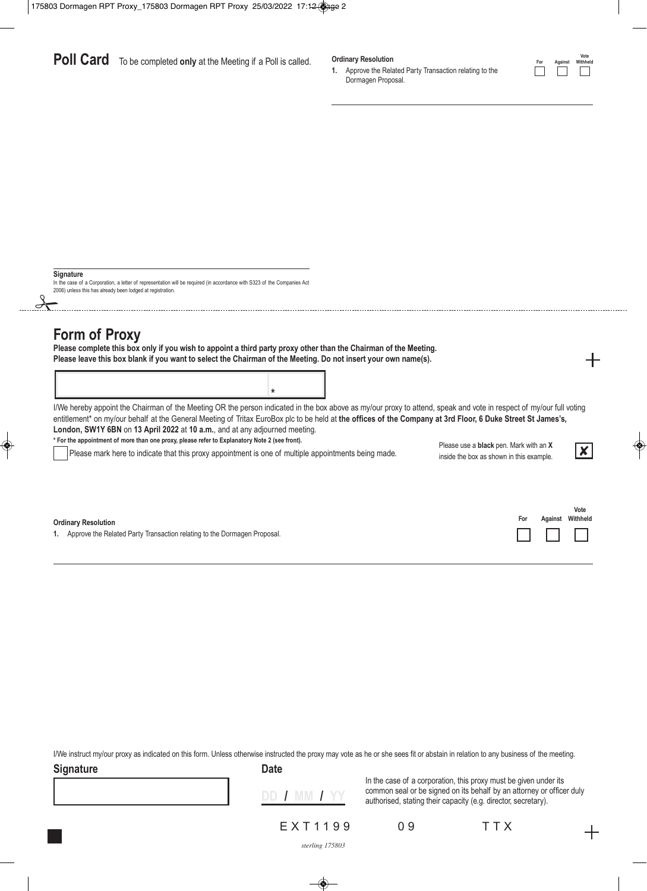## Poll Card To be completed **only** at the Meeting if a Poll is called.

**Ordinary Resolution**

| | For | Against | Vote Withheld |
|---|---|---|---|
| 1. Approve the Related Party Transaction relating to the Dormagen Proposal. | ☐ | ☐ | ☐ |

**Signature**

In the case of a Corporation, a letter of representation will be required (in accordance with S323 of the Companies Act 2006) unless this has already been lodged at registration.

## Form of Proxy

**Please complete this box only if you wish to appoint a third party proxy other than the Chairman of the Meeting. Please leave this box blank if you want to select the Chairman of the Meeting. Do not insert your own name(s).**

*

I/We hereby appoint the Chairman of the Meeting OR the person indicated in the box above as my/our proxy to attend, speak and vote in respect of my/our full voting entitlement* on my/our behalf at the General Meeting of Tritax EuroBox plc to be held at **the offices of the Company at 3rd Floor, 6 Duke Street St James's, London, SW1Y 6BN** on **13 April 2022** at **10 a.m.**, and at any adjourned meeting.

**\* For the appointment of more than one proxy, please refer to Explanatory Note 2 (see front).**

☐ Please mark here to indicate that this proxy appointment is one of multiple appointments being made.

Please use a **black** pen. Mark with an **X** inside the box as shown in this example. ☒

**Ordinary Resolution**

| | For | Against | Vote Withheld |
|---|---|---|---|
| 1. Approve the Related Party Transaction relating to the Dormagen Proposal. | ☐ | ☐ | ☐ |

I/We instruct my/our proxy as indicated on this form. Unless otherwise instructed the proxy may vote as he or she sees fit or abstain in relation to any business of the meeting.

**Signature**

**Date**

DD / MM / YY

In the case of a corporation, this proxy must be given under its common seal or be signed on its behalf by an attorney or officer duly authorised, stating their capacity (e.g. director, secretary).

EXT1199 09 TTX

*sterling 175803*